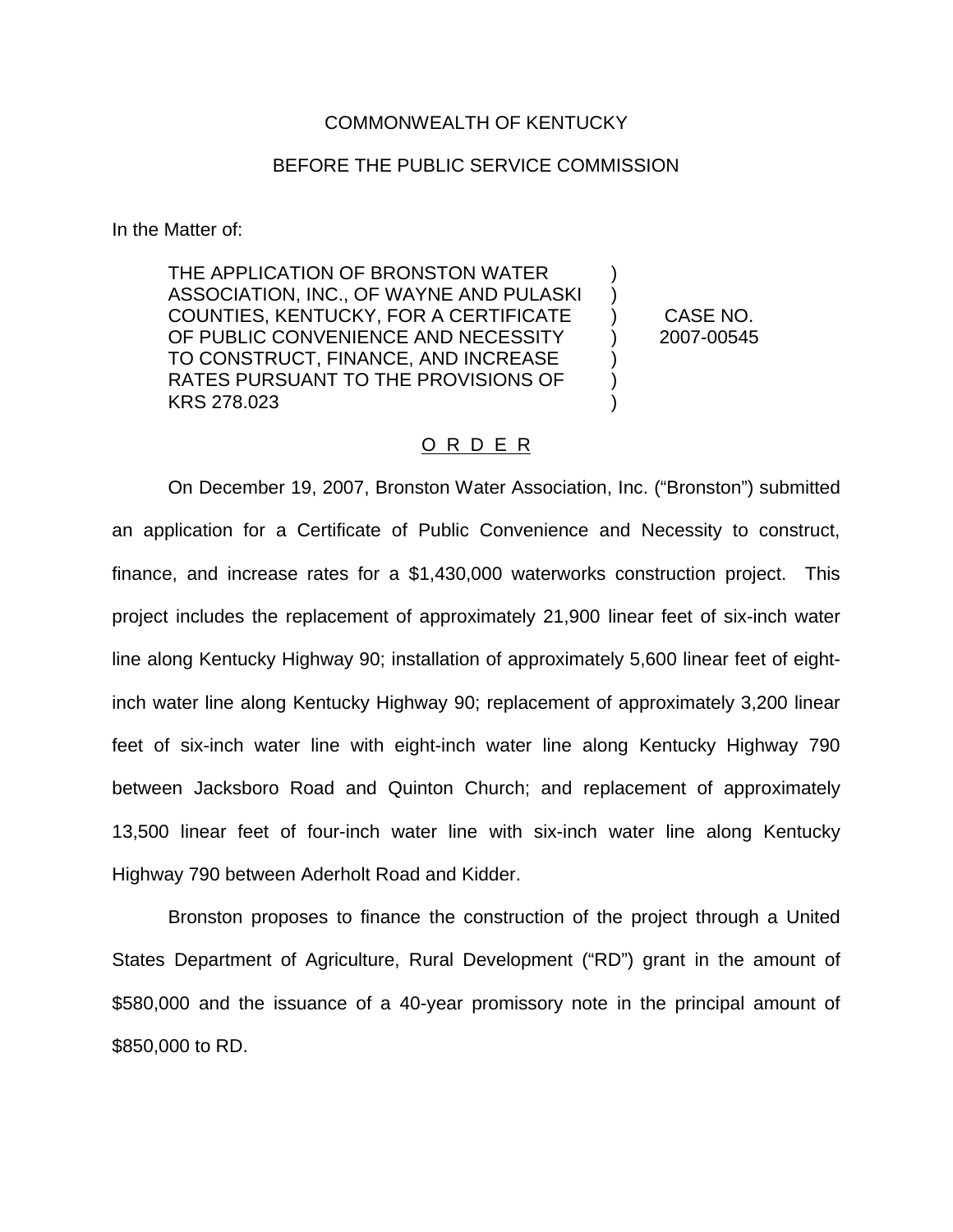COMMONWEALTH OF KENTUCKY

BEFORE THE PUBLIC SERVICE COMMISSION

In the Matter of:

THE APPLICATION OF BRONSTON WATER ASSOCIATION, INC., OF WAYNE AND PULASKI COUNTIES, KENTUCKY, FOR A CERTIFICATE OF PUBLIC CONVENIENCE AND NECESSITY TO CONSTRUCT, FINANCE, AND INCREASE RATES PURSUANT TO THE PROVISIONS OF KRS 278.023

CASE NO. 2007-00545

O R D E R

On December 19, 2007, Bronston Water Association, Inc. ("Bronston") submitted an application for a Certificate of Public Convenience and Necessity to construct, finance, and increase rates for a $1,430,000 waterworks construction project. This project includes the replacement of approximately 21,900 linear feet of six-inch water line along Kentucky Highway 90; installation of approximately 5,600 linear feet of eight-inch water line along Kentucky Highway 90; replacement of approximately 3,200 linear feet of six-inch water line with eight-inch water line along Kentucky Highway 790 between Jacksboro Road and Quinton Church; and replacement of approximately 13,500 linear feet of four-inch water line with six-inch water line along Kentucky Highway 790 between Aderholt Road and Kidder.

Bronston proposes to finance the construction of the project through a United States Department of Agriculture, Rural Development ("RD") grant in the amount of $580,000 and the issuance of a 40-year promissory note in the principal amount of $850,000 to RD.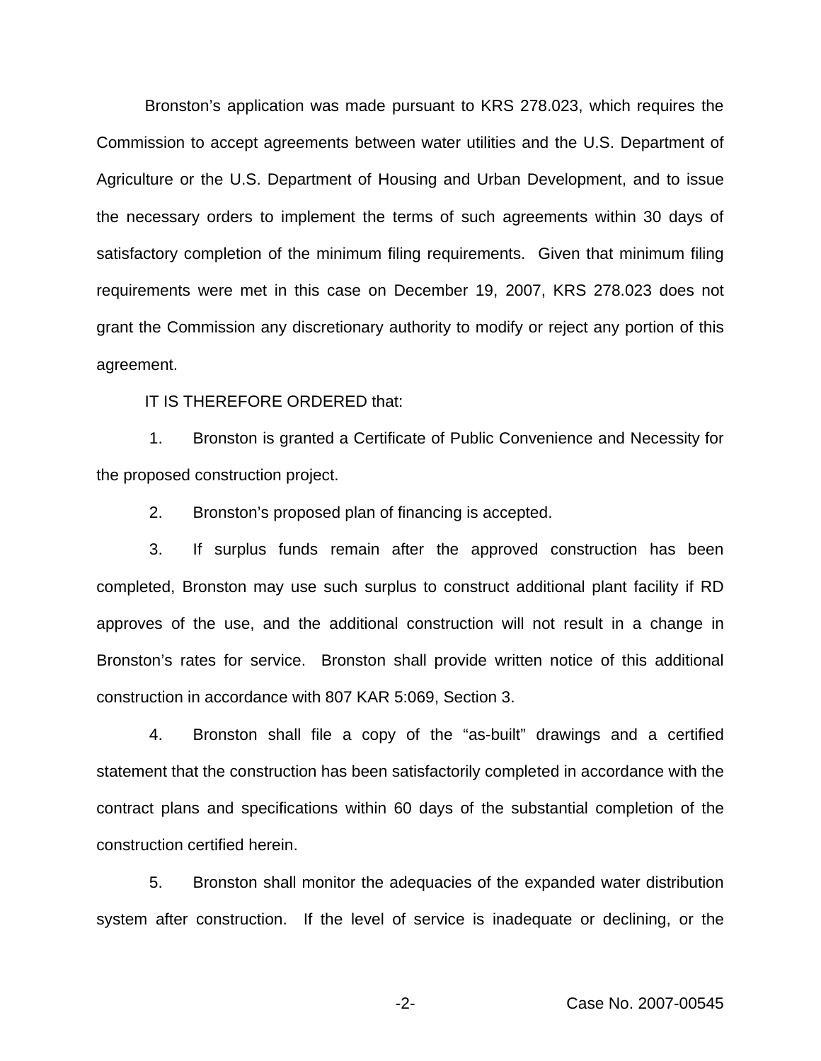Bronston's application was made pursuant to KRS 278.023, which requires the Commission to accept agreements between water utilities and the U.S. Department of Agriculture or the U.S. Department of Housing and Urban Development, and to issue the necessary orders to implement the terms of such agreements within 30 days of satisfactory completion of the minimum filing requirements. Given that minimum filing requirements were met in this case on December 19, 2007, KRS 278.023 does not grant the Commission any discretionary authority to modify or reject any portion of this agreement.

IT IS THEREFORE ORDERED that:

1. Bronston is granted a Certificate of Public Convenience and Necessity for the proposed construction project.

2. Bronston's proposed plan of financing is accepted.

3. If surplus funds remain after the approved construction has been completed, Bronston may use such surplus to construct additional plant facility if RD approves of the use, and the additional construction will not result in a change in Bronston's rates for service. Bronston shall provide written notice of this additional construction in accordance with 807 KAR 5:069, Section 3.

4. Bronston shall file a copy of the "as-built" drawings and a certified statement that the construction has been satisfactorily completed in accordance with the contract plans and specifications within 60 days of the substantial completion of the construction certified herein.

5. Bronston shall monitor the adequacies of the expanded water distribution system after construction. If the level of service is inadequate or declining, or the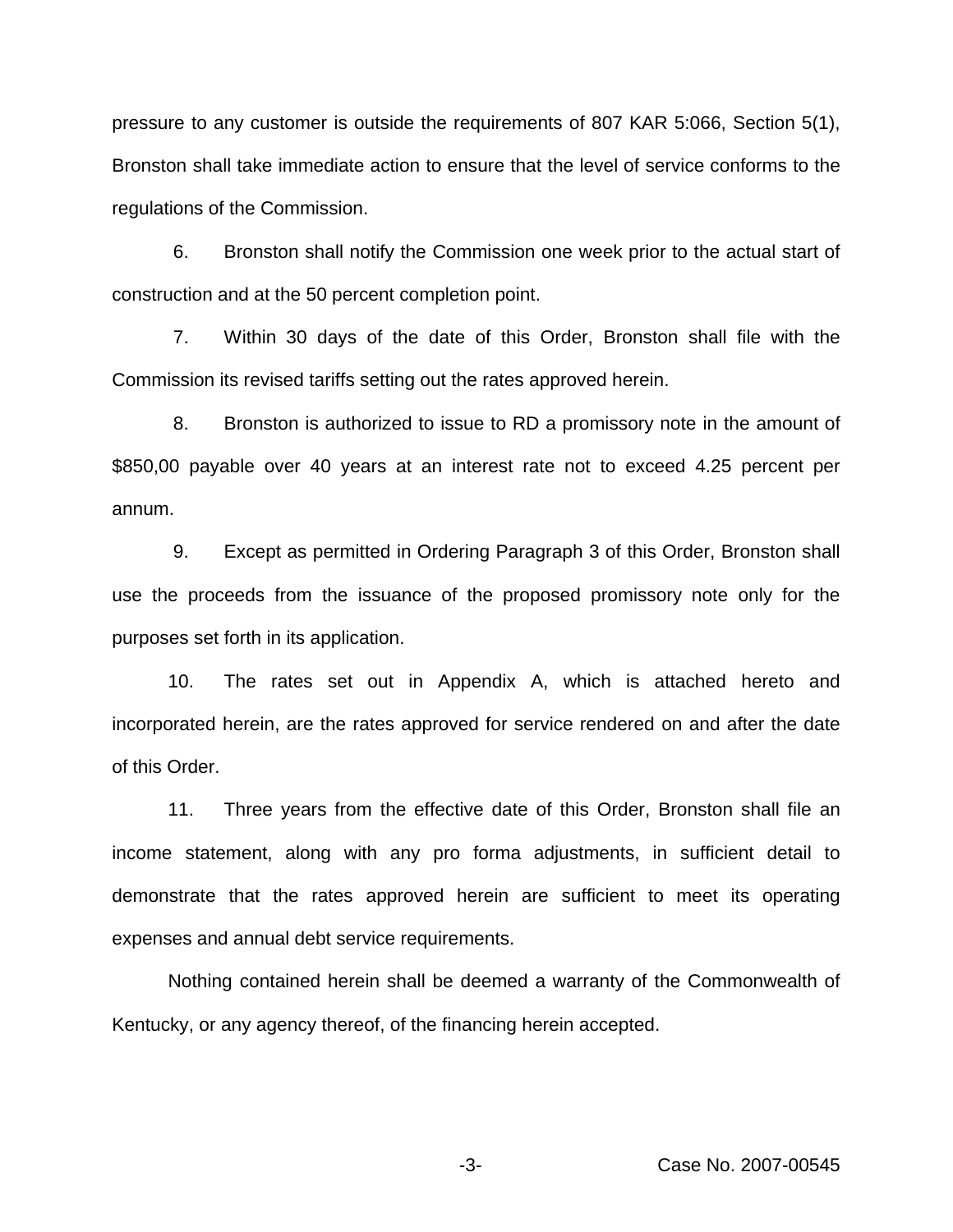pressure to any customer is outside the requirements of 807 KAR 5:066, Section 5(1), Bronston shall take immediate action to ensure that the level of service conforms to the regulations of the Commission.

6. Bronston shall notify the Commission one week prior to the actual start of construction and at the 50 percent completion point.

7. Within 30 days of the date of this Order, Bronston shall file with the Commission its revised tariffs setting out the rates approved herein.

8. Bronston is authorized to issue to RD a promissory note in the amount of $850,00 payable over 40 years at an interest rate not to exceed 4.25 percent per annum.

9. Except as permitted in Ordering Paragraph 3 of this Order, Bronston shall use the proceeds from the issuance of the proposed promissory note only for the purposes set forth in its application.

10. The rates set out in Appendix A, which is attached hereto and incorporated herein, are the rates approved for service rendered on and after the date of this Order.

11. Three years from the effective date of this Order, Bronston shall file an income statement, along with any pro forma adjustments, in sufficient detail to demonstrate that the rates approved herein are sufficient to meet its operating expenses and annual debt service requirements.

Nothing contained herein shall be deemed a warranty of the Commonwealth of Kentucky, or any agency thereof, of the financing herein accepted.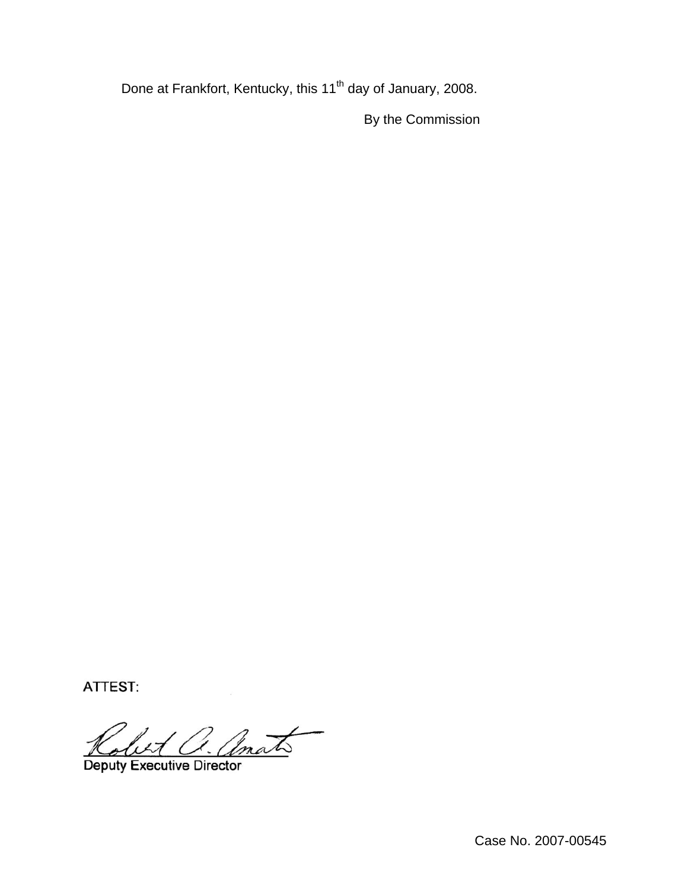Done at Frankfort, Kentucky, this 11th day of January, 2008.

By the Commission

ATTEST:

Deputy Executive Director

Case No. 2007-00545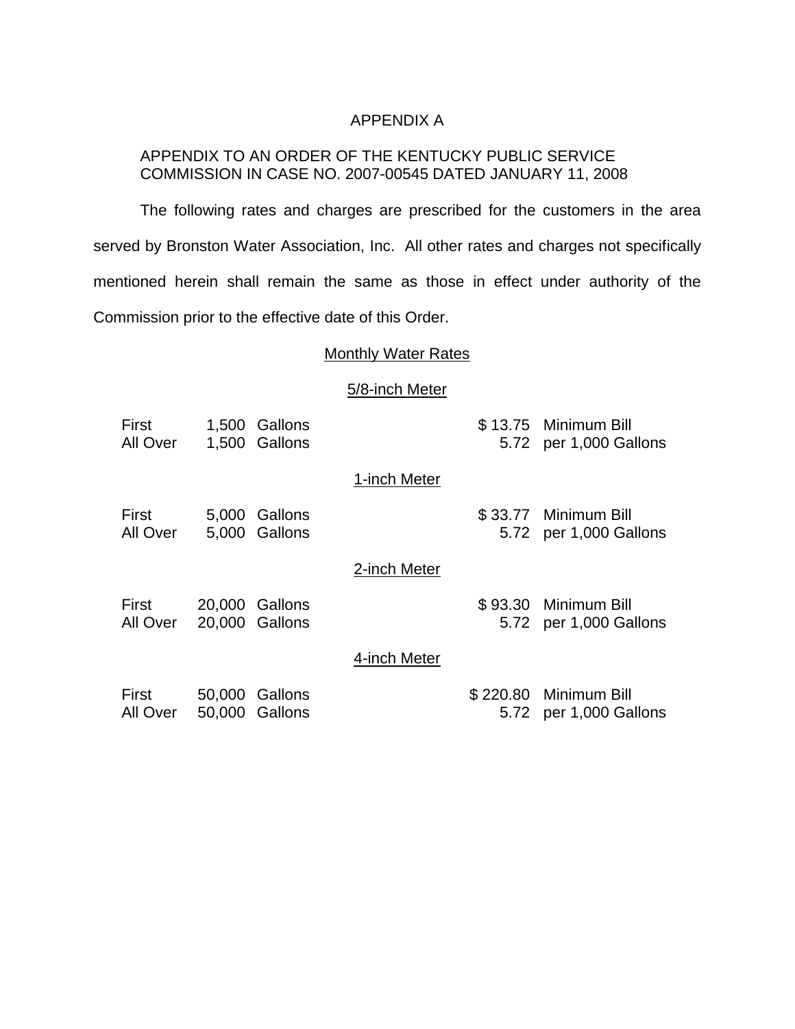# APPENDIX A

## APPENDIX TO AN ORDER OF THE KENTUCKY PUBLIC SERVICE COMMISSION IN CASE NO. 2007-00545 DATED JANUARY 11, 2008

The following rates and charges are prescribed for the customers in the area served by Bronston Water Association, Inc. All other rates and charges not specifically mentioned herein shall remain the same as those in effect under authority of the Commission prior to the effective date of this Order.

### Monthly Water Rates

#### 5/8-inch Meter

| | | | | |
|---|---|---|---|---|
| First | 1,500 | Gallons | $ 13.75 | Minimum Bill |
| All Over | 1,500 | Gallons | 5.72 | per 1,000 Gallons |

#### 1-inch Meter

| | | | | |
|---|---|---|---|---|
| First | 5,000 | Gallons | $ 33.77 | Minimum Bill |
| All Over | 5,000 | Gallons | 5.72 | per 1,000 Gallons |

#### 2-inch Meter

| | | | | |
|---|---|---|---|---|
| First | 20,000 | Gallons | $ 93.30 | Minimum Bill |
| All Over | 20,000 | Gallons | 5.72 | per 1,000 Gallons |

#### 4-inch Meter

| | | | | |
|---|---|---|---|---|
| First | 50,000 | Gallons | $ 220.80 | Minimum Bill |
| All Over | 50,000 | Gallons | 5.72 | per 1,000 Gallons |